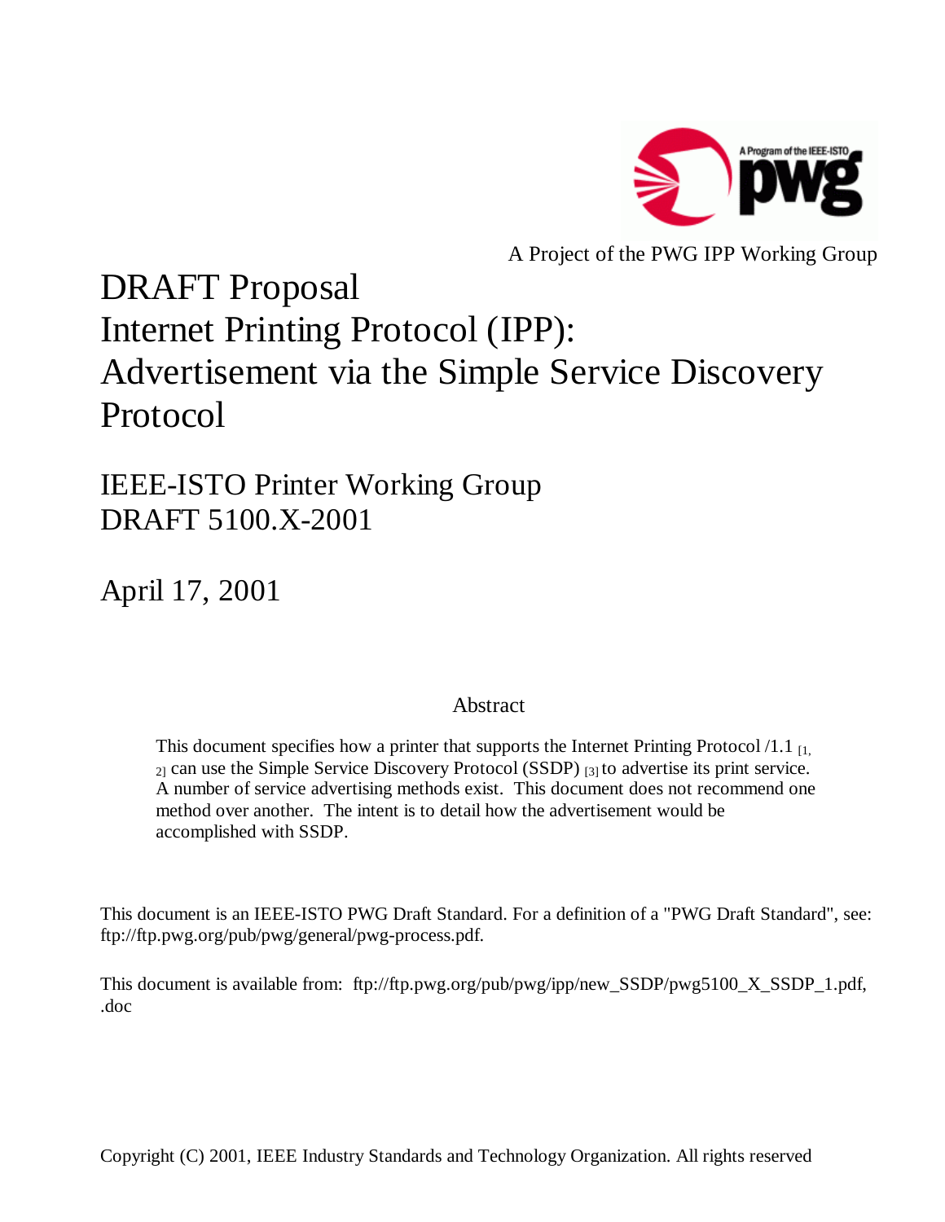A Project of the PWG IPP Working Group

# DRAFT Proposal
# Internet Printing Protocol (IPP): Advertisement via the Simple Service Discovery Protocol

## IEEE-ISTO Printer Working Group
## DRAFT 5100.X-2001

## April 17, 2001

### Abstract

This document specifies how a printer that supports the Internet Printing Protocol /1.1 [1, 2] can use the Simple Service Discovery Protocol (SSDP) [3] to advertise its print service. A number of service advertising methods exist. This document does not recommend one method over another. The intent is to detail how the advertisement would be accomplished with SSDP.

This document is an IEEE-ISTO PWG Draft Standard. For a definition of a "PWG Draft Standard", see: ftp://ftp.pwg.org/pub/pwg/general/pwg-process.pdf.

This document is available from: ftp://ftp.pwg.org/pub/pwg/ipp/new_SSDP/pwg5100_X_SSDP_1.pdf, .doc

Copyright (C) 2001, IEEE Industry Standards and Technology Organization. All rights reserved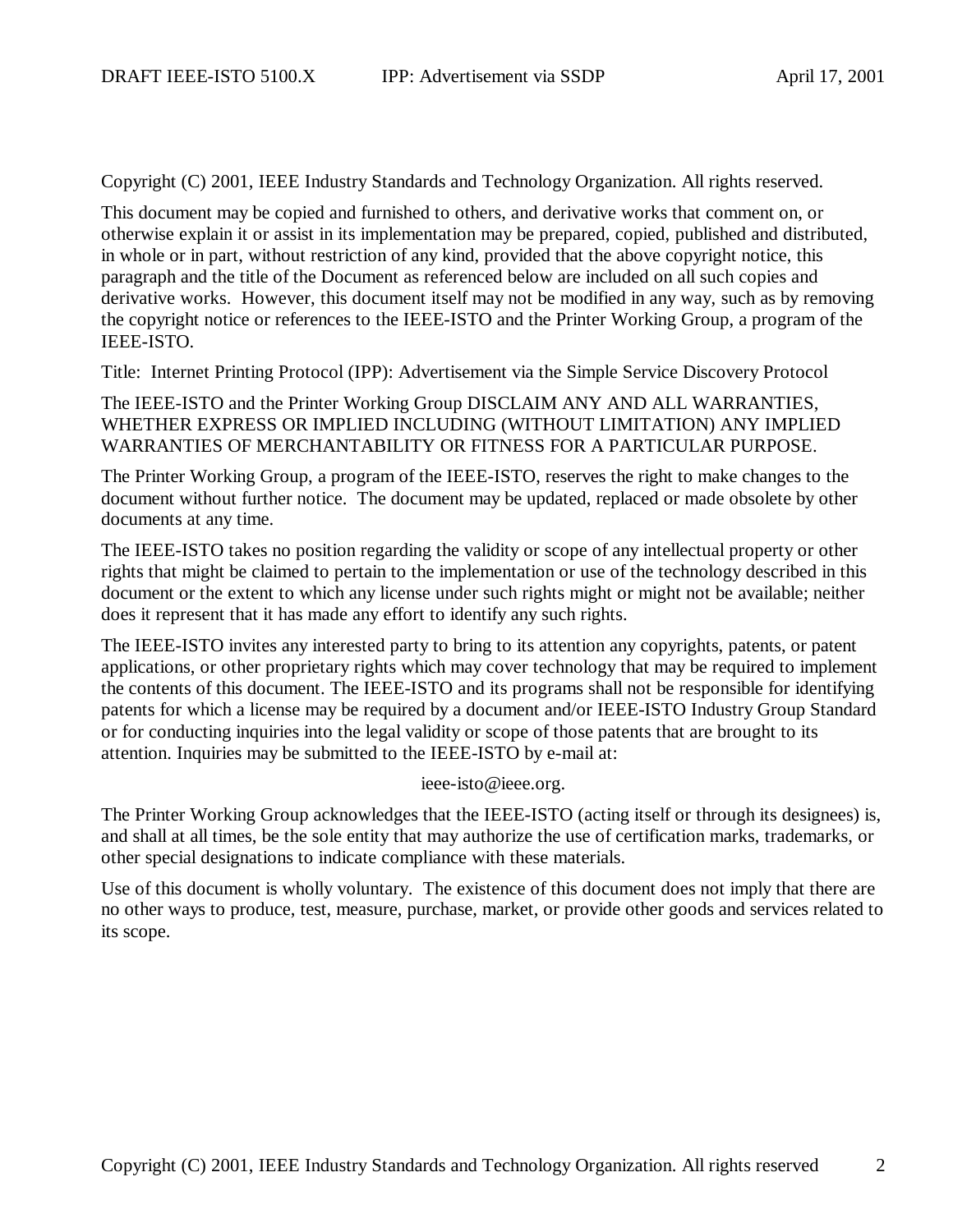Copyright (C) 2001, IEEE Industry Standards and Technology Organization. All rights reserved.

This document may be copied and furnished to others, and derivative works that comment on, or otherwise explain it or assist in its implementation may be prepared, copied, published and distributed, in whole or in part, without restriction of any kind, provided that the above copyright notice, this paragraph and the title of the Document as referenced below are included on all such copies and derivative works. However, this document itself may not be modified in any way, such as by removing the copyright notice or references to the IEEE-ISTO and the Printer Working Group, a program of the IEEE-ISTO.

Title: Internet Printing Protocol (IPP): Advertisement via the Simple Service Discovery Protocol

The IEEE-ISTO and the Printer Working Group DISCLAIM ANY AND ALL WARRANTIES, WHETHER EXPRESS OR IMPLIED INCLUDING (WITHOUT LIMITATION) ANY IMPLIED WARRANTIES OF MERCHANTABILITY OR FITNESS FOR A PARTICULAR PURPOSE.

The Printer Working Group, a program of the IEEE-ISTO, reserves the right to make changes to the document without further notice. The document may be updated, replaced or made obsolete by other documents at any time.

The IEEE-ISTO takes no position regarding the validity or scope of any intellectual property or other rights that might be claimed to pertain to the implementation or use of the technology described in this document or the extent to which any license under such rights might or might not be available; neither does it represent that it has made any effort to identify any such rights.

The IEEE-ISTO invites any interested party to bring to its attention any copyrights, patents, or patent applications, or other proprietary rights which may cover technology that may be required to implement the contents of this document. The IEEE-ISTO and its programs shall not be responsible for identifying patents for which a license may be required by a document and/or IEEE-ISTO Industry Group Standard or for conducting inquiries into the legal validity or scope of those patents that are brought to its attention. Inquiries may be submitted to the IEEE-ISTO by e-mail at:

ieee-isto@ieee.org.

The Printer Working Group acknowledges that the IEEE-ISTO (acting itself or through its designees) is, and shall at all times, be the sole entity that may authorize the use of certification marks, trademarks, or other special designations to indicate compliance with these materials.

Use of this document is wholly voluntary. The existence of this document does not imply that there are no other ways to produce, test, measure, purchase, market, or provide other goods and services related to its scope.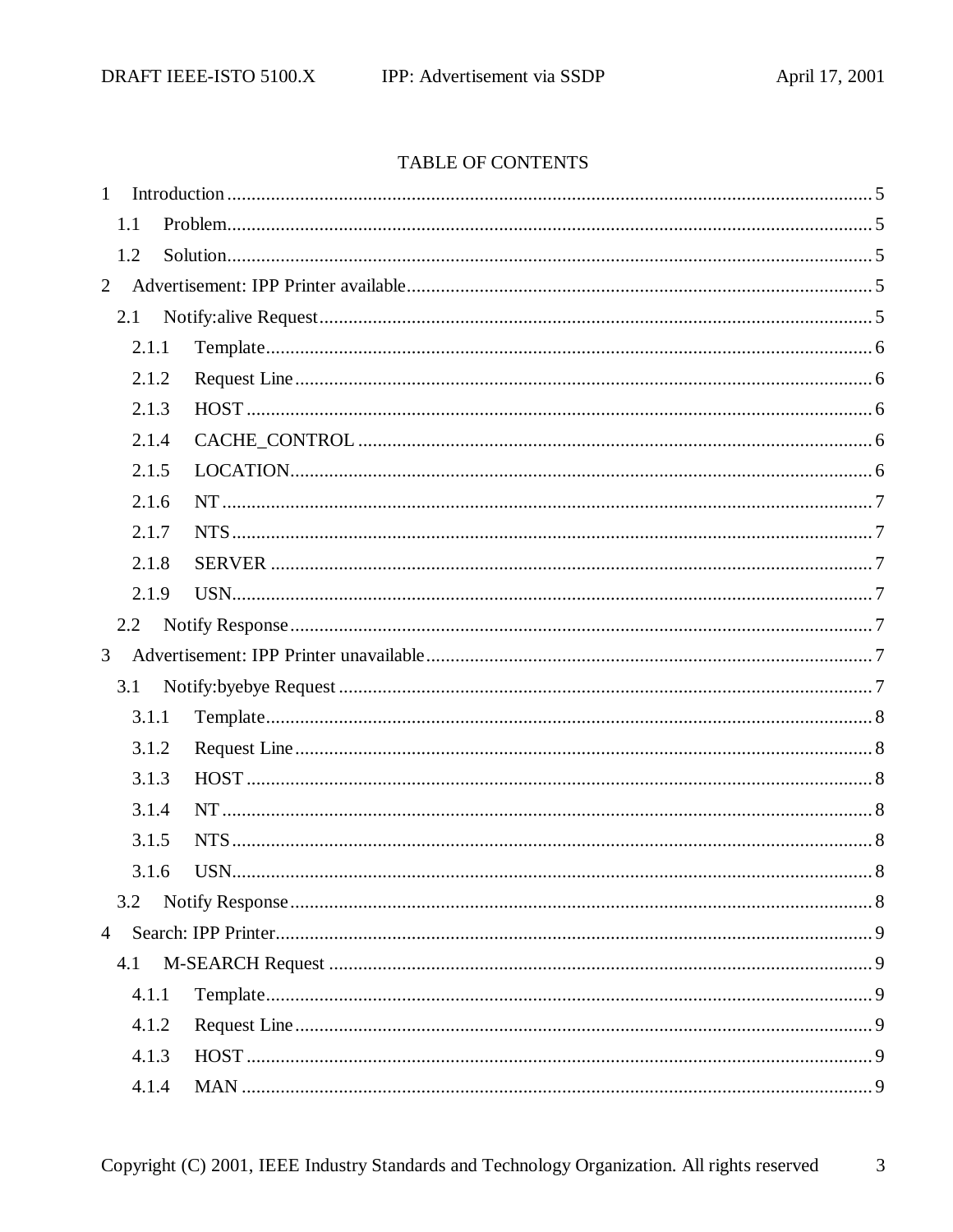TABLE OF CONTENTS

1 Introduction .... 5
  1.1 Problem.... 5
  1.2 Solution.... 5
2 Advertisement: IPP Printer available.... 5
  2.1 Notify:alive Request.... 5
    2.1.1 Template.... 6
    2.1.2 Request Line.... 6
    2.1.3 HOST.... 6
    2.1.4 CACHE_CONTROL.... 6
    2.1.5 LOCATION.... 6
    2.1.6 NT.... 7
    2.1.7 NTS.... 7
    2.1.8 SERVER.... 7
    2.1.9 USN.... 7
  2.2 Notify Response.... 7
3 Advertisement: IPP Printer unavailable.... 7
  3.1 Notify:byebye Request.... 7
    3.1.1 Template.... 8
    3.1.2 Request Line.... 8
    3.1.3 HOST.... 8
    3.1.4 NT.... 8
    3.1.5 NTS.... 8
    3.1.6 USN.... 8
  3.2 Notify Response.... 8
4 Search: IPP Printer.... 9
  4.1 M-SEARCH Request.... 9
    4.1.1 Template.... 9
    4.1.2 Request Line.... 9
    4.1.3 HOST.... 9
    4.1.4 MAN.... 9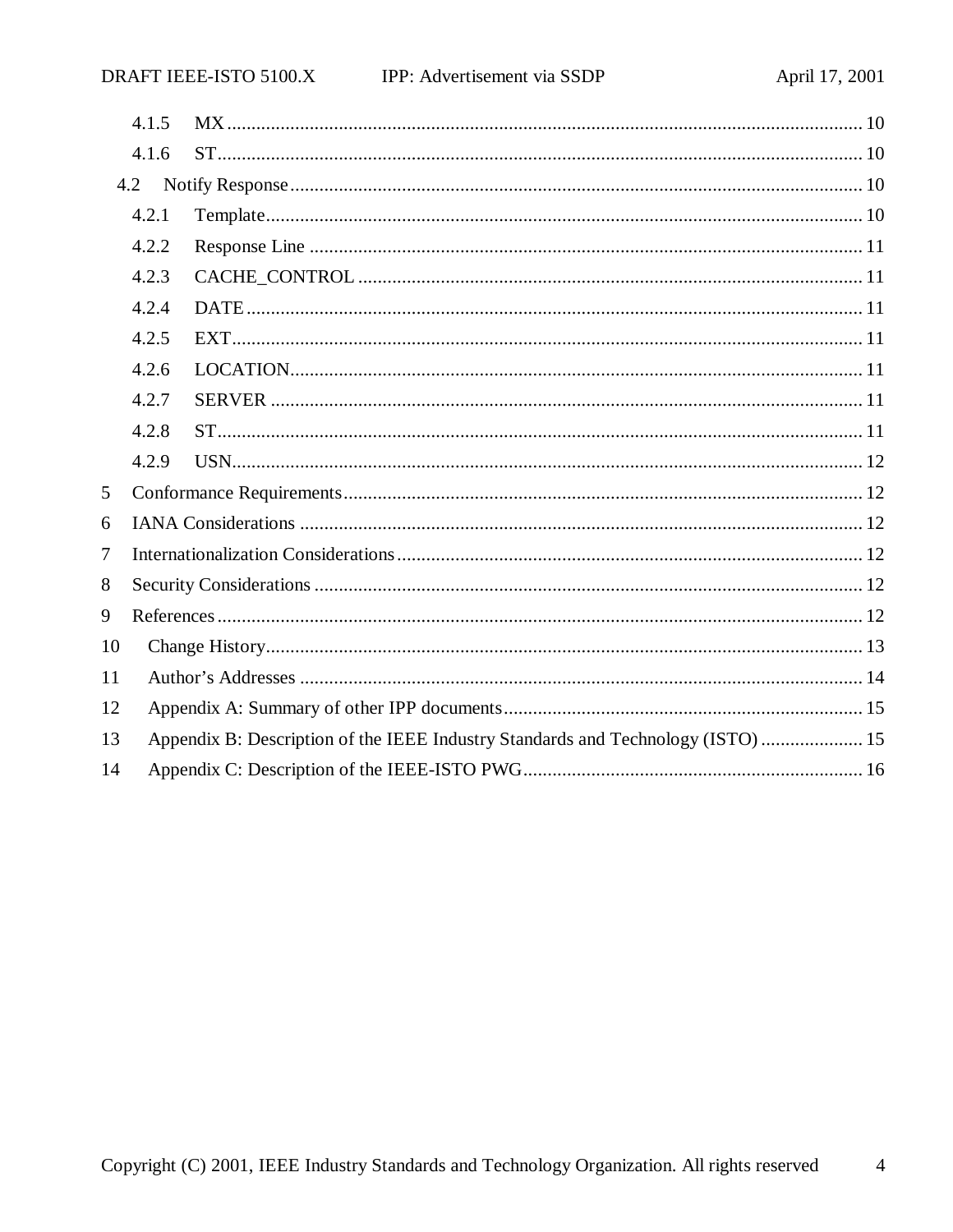4.1.5 MX ........................................................................................................................ 10
4.1.6 ST ......................................................................................................................... 10
4.2 Notify Response ....................................................................................................... 10
4.2.1 Template ................................................................................................................ 10
4.2.2 Response Line ........................................................................................................ 11
4.2.3 CACHE_CONTROL .............................................................................................. 11
4.2.4 DATE ..................................................................................................................... 11
4.2.5 EXT ........................................................................................................................ 11
4.2.6 LOCATION ............................................................................................................ 11
4.2.7 SERVER ................................................................................................................ 11
4.2.8 ST ........................................................................................................................... 11
4.2.9 USN ........................................................................................................................ 12
5 Conformance Requirements .......................................................................................... 12
6 IANA Considerations .................................................................................................... 12
7 Internationalization Considerations ............................................................................... 12
8 Security Considerations ................................................................................................ 12
9 References .................................................................................................................... 12
10 Change History ........................................................................................................... 13
11 Author's Addresses ..................................................................................................... 14
12 Appendix A: Summary of other IPP documents ........................................................... 15
13 Appendix B: Description of the IEEE Industry Standards and Technology (ISTO) ...................... 15
14 Appendix C: Description of the IEEE-ISTO PWG ....................................................... 16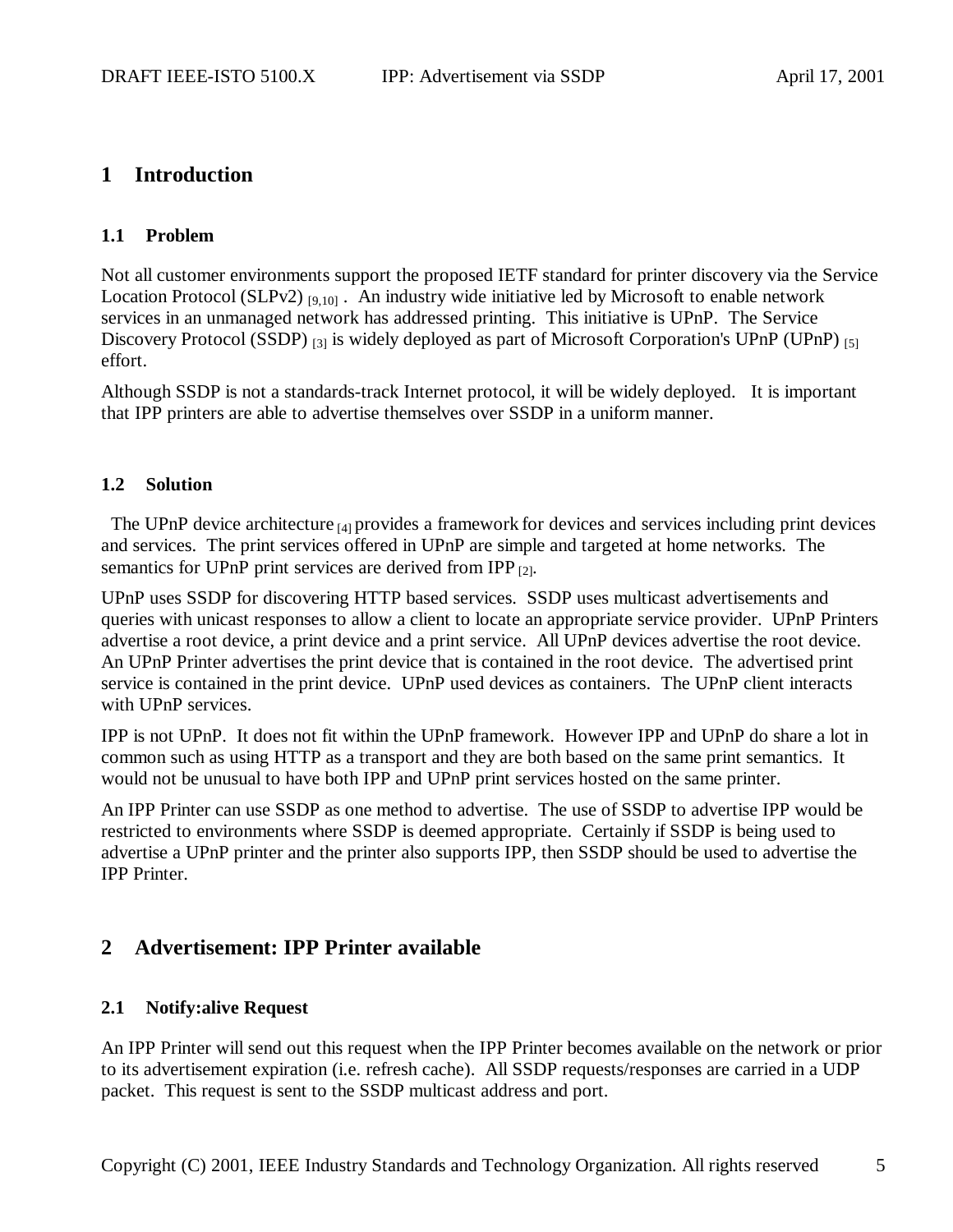# 1 Introduction

## 1.1 Problem

Not all customer environments support the proposed IETF standard for printer discovery via the Service Location Protocol (SLPv2) [9,10] . An industry wide initiative led by Microsoft to enable network services in an unmanaged network has addressed printing. This initiative is UPnP. The Service Discovery Protocol (SSDP) [3] is widely deployed as part of Microsoft Corporation's UPnP (UPnP) [5] effort.

Although SSDP is not a standards-track Internet protocol, it will be widely deployed. It is important that IPP printers are able to advertise themselves over SSDP in a uniform manner.

## 1.2 Solution

The UPnP device architecture [4] provides a framework for devices and services including print devices and services. The print services offered in UPnP are simple and targeted at home networks. The semantics for UPnP print services are derived from IPP [2].

UPnP uses SSDP for discovering HTTP based services. SSDP uses multicast advertisements and queries with unicast responses to allow a client to locate an appropriate service provider. UPnP Printers advertise a root device, a print device and a print service. All UPnP devices advertise the root device. An UPnP Printer advertises the print device that is contained in the root device. The advertised print service is contained in the print device. UPnP used devices as containers. The UPnP client interacts with UPnP services.

IPP is not UPnP. It does not fit within the UPnP framework. However IPP and UPnP do share a lot in common such as using HTTP as a transport and they are both based on the same print semantics. It would not be unusual to have both IPP and UPnP print services hosted on the same printer.

An IPP Printer can use SSDP as one method to advertise. The use of SSDP to advertise IPP would be restricted to environments where SSDP is deemed appropriate. Certainly if SSDP is being used to advertise a UPnP printer and the printer also supports IPP, then SSDP should be used to advertise the IPP Printer.

# 2 Advertisement: IPP Printer available

## 2.1 Notify:alive Request

An IPP Printer will send out this request when the IPP Printer becomes available on the network or prior to its advertisement expiration (i.e. refresh cache). All SSDP requests/responses are carried in a UDP packet. This request is sent to the SSDP multicast address and port.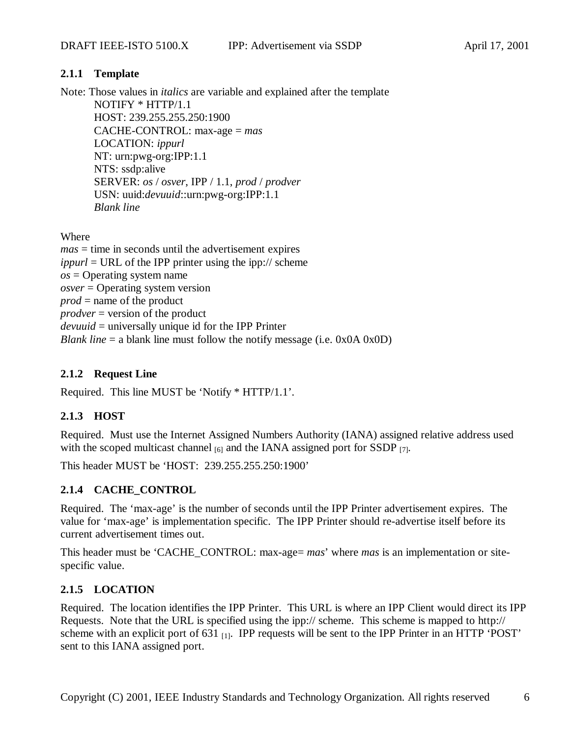### 2.1.1 Template

Note: Those values in *italics* are variable and explained after the template

NOTIFY * HTTP/1.1
HOST: 239.255.255.250:1900
CACHE-CONTROL: max-age = *mas*
LOCATION: *ippurl*
NT: urn:pwg-org:IPP:1.1
NTS: ssdp:alive
SERVER: *os* / *osver*, IPP / 1.1, *prod* / *prodver*
USN: uuid:*devuuid*::urn:pwg-org:IPP:1.1
*Blank line*

Where
*mas* = time in seconds until the advertisement expires
*ippurl* = URL of the IPP printer using the ipp:// scheme
*os* = Operating system name
*osver* = Operating system version
*prod* = name of the product
*prodver* = version of the product
*devuuid* = universally unique id for the IPP Printer
*Blank line* = a blank line must follow the notify message (i.e. 0x0A 0x0D)

### 2.1.2 Request Line

Required. This line MUST be 'Notify * HTTP/1.1'.

### 2.1.3 HOST

Required. Must use the Internet Assigned Numbers Authority (IANA) assigned relative address used with the scoped multicast channel [6] and the IANA assigned port for SSDP [7].

This header MUST be 'HOST: 239.255.255.250:1900'

### 2.1.4 CACHE_CONTROL

Required. The 'max-age' is the number of seconds until the IPP Printer advertisement expires. The value for 'max-age' is implementation specific. The IPP Printer should re-advertise itself before its current advertisement times out.

This header must be 'CACHE_CONTROL: max-age= *mas*' where *mas* is an implementation or site-specific value.

### 2.1.5 LOCATION

Required. The location identifies the IPP Printer. This URL is where an IPP Client would direct its IPP Requests. Note that the URL is specified using the ipp:// scheme. This scheme is mapped to http:// scheme with an explicit port of 631 [1]. IPP requests will be sent to the IPP Printer in an HTTP 'POST' sent to this IANA assigned port.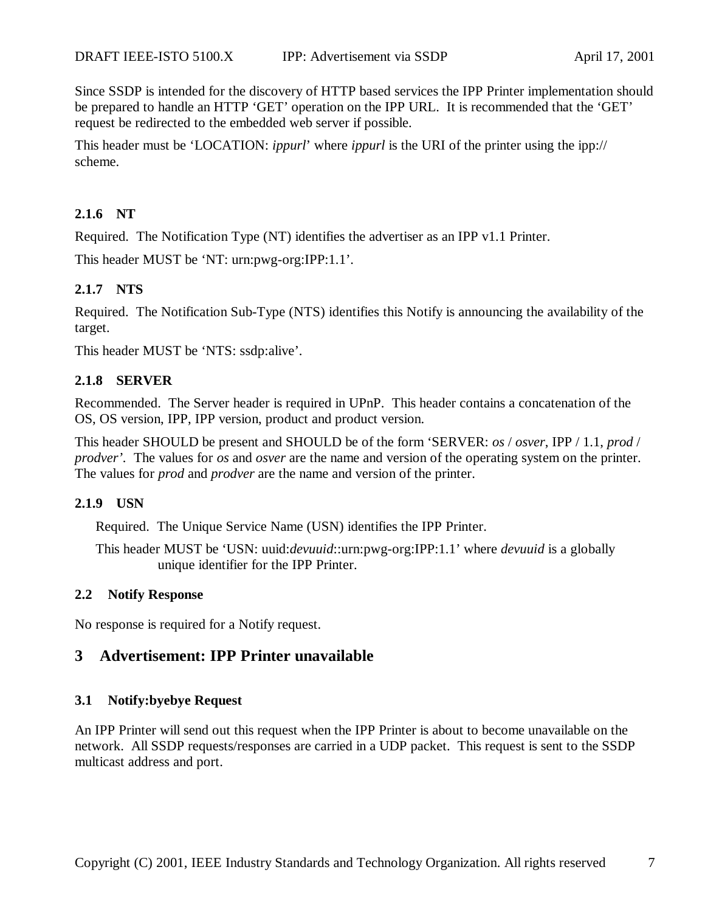Since SSDP is intended for the discovery of HTTP based services the IPP Printer implementation should be prepared to handle an HTTP 'GET' operation on the IPP URL. It is recommended that the 'GET' request be redirected to the embedded web server if possible.

This header must be 'LOCATION: *ippurl*' where *ippurl* is the URI of the printer using the ipp:// scheme.

### 2.1.6 NT

Required. The Notification Type (NT) identifies the advertiser as an IPP v1.1 Printer.

This header MUST be 'NT: urn:pwg-org:IPP:1.1'.

### 2.1.7 NTS

Required. The Notification Sub-Type (NTS) identifies this Notify is announcing the availability of the target.

This header MUST be 'NTS: ssdp:alive'.

### 2.1.8 SERVER

Recommended. The Server header is required in UPnP. This header contains a concatenation of the OS, OS version, IPP, IPP version, product and product version.

This header SHOULD be present and SHOULD be of the form 'SERVER: *os* / *osver*, IPP / 1.1, *prod* / *prodver*'. The values for *os* and *osver* are the name and version of the operating system on the printer. The values for *prod* and *prodver* are the name and version of the printer.

### 2.1.9 USN

Required. The Unique Service Name (USN) identifies the IPP Printer.

This header MUST be 'USN: uuid:*devuuid*::urn:pwg-org:IPP:1.1' where *devuuid* is a globally unique identifier for the IPP Printer.

## 2.2 Notify Response

No response is required for a Notify request.

# 3 Advertisement: IPP Printer unavailable

## 3.1 Notify:byebye Request

An IPP Printer will send out this request when the IPP Printer is about to become unavailable on the network. All SSDP requests/responses are carried in a UDP packet. This request is sent to the SSDP multicast address and port.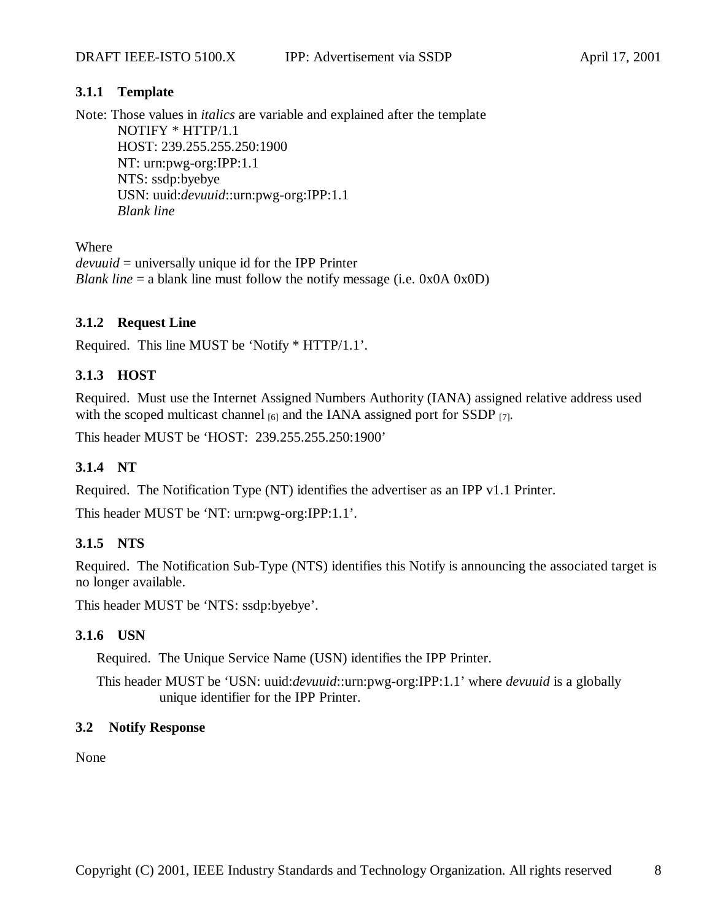### 3.1.1 Template

Note: Those values in *italics* are variable and explained after the template

NOTIFY * HTTP/1.1  
HOST: 239.255.255.250:1900  
NT: urn:pwg-org:IPP:1.1  
NTS: ssdp:byebye  
USN: uuid:*devuuid*::urn:pwg-org:IPP:1.1  
*Blank line*

Where  
*devuuid* = universally unique id for the IPP Printer  
*Blank line* = a blank line must follow the notify message (i.e. 0x0A 0x0D)

### 3.1.2 Request Line

Required. This line MUST be 'Notify * HTTP/1.1'.

### 3.1.3 HOST

Required. Must use the Internet Assigned Numbers Authority (IANA) assigned relative address used with the scoped multicast channel [6] and the IANA assigned port for SSDP [7].

This header MUST be 'HOST: 239.255.255.250:1900'

### 3.1.4 NT

Required. The Notification Type (NT) identifies the advertiser as an IPP v1.1 Printer.

This header MUST be 'NT: urn:pwg-org:IPP:1.1'.

### 3.1.5 NTS

Required. The Notification Sub-Type (NTS) identifies this Notify is announcing the associated target is no longer available.

This header MUST be 'NTS: ssdp:byebye'.

### 3.1.6 USN

Required. The Unique Service Name (USN) identifies the IPP Printer.

This header MUST be 'USN: uuid:*devuuid*::urn:pwg-org:IPP:1.1' where *devuuid* is a globally unique identifier for the IPP Printer.

## 3.2 Notify Response

None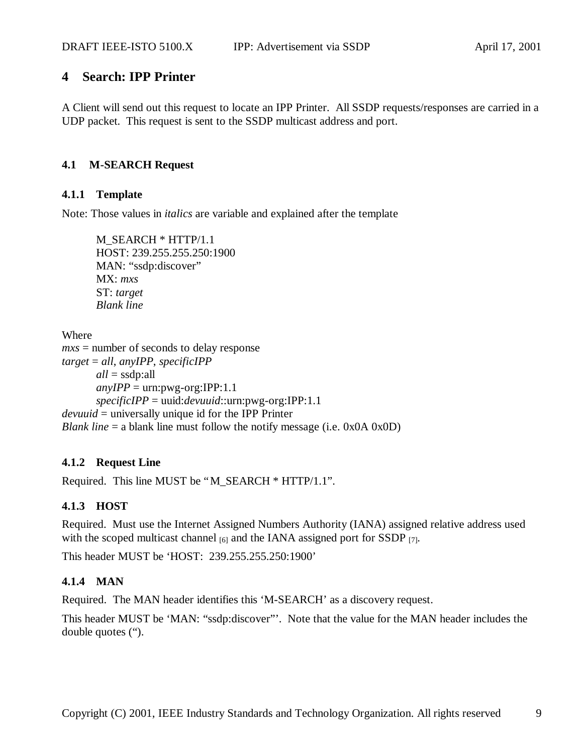## 4 Search: IPP Printer

A Client will send out this request to locate an IPP Printer. All SSDP requests/responses are carried in a UDP packet. This request is sent to the SSDP multicast address and port.

### 4.1 M-SEARCH Request

#### 4.1.1 Template

Note: Those values in *italics* are variable and explained after the template

> M_SEARCH * HTTP/1.1
> HOST: 239.255.255.250:1900
> MAN: "ssdp:discover"
> MX: *mxs*
> ST: *target*
> *Blank line*

Where
*mxs* = number of seconds to delay response
*target* = *all*, *anyIPP*, *specificIPP*
    *all* = ssdp:all
    *anyIPP* = urn:pwg-org:IPP:1.1
    *specificIPP* = uuid:*devuuid*::urn:pwg-org:IPP:1.1
*devuuid* = universally unique id for the IPP Printer
*Blank line* = a blank line must follow the notify message (i.e. 0x0A 0x0D)

#### 4.1.2 Request Line

Required. This line MUST be "M_SEARCH * HTTP/1.1".

#### 4.1.3 HOST

Required. Must use the Internet Assigned Numbers Authority (IANA) assigned relative address used with the scoped multicast channel [6] and the IANA assigned port for SSDP [7].

This header MUST be 'HOST: 239.255.255.250:1900'

#### 4.1.4 MAN

Required. The MAN header identifies this 'M-SEARCH' as a discovery request.

This header MUST be 'MAN: "ssdp:discover"'. Note that the value for the MAN header includes the double quotes (").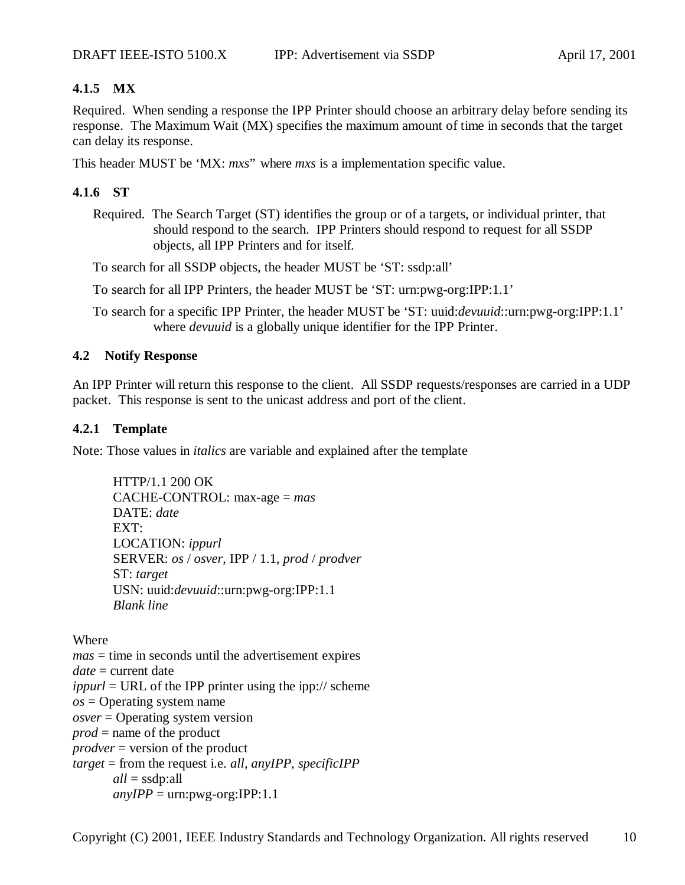#### 4.1.5 MX

Required. When sending a response the IPP Printer should choose an arbitrary delay before sending its response. The Maximum Wait (MX) specifies the maximum amount of time in seconds that the target can delay its response.

This header MUST be 'MX: *mxs*" where *mxs* is a implementation specific value.

#### 4.1.6 ST

Required. The Search Target (ST) identifies the group or of a targets, or individual printer, that should respond to the search. IPP Printers should respond to request for all SSDP objects, all IPP Printers and for itself.

To search for all SSDP objects, the header MUST be 'ST: ssdp:all'

To search for all IPP Printers, the header MUST be 'ST: urn:pwg-org:IPP:1.1'

To search for a specific IPP Printer, the header MUST be 'ST: uuid:*devuuid*::urn:pwg-org:IPP:1.1' where *devuuid* is a globally unique identifier for the IPP Printer.

### 4.2 Notify Response

An IPP Printer will return this response to the client. All SSDP requests/responses are carried in a UDP packet. This response is sent to the unicast address and port of the client.

#### 4.2.1 Template

Note: Those values in *italics* are variable and explained after the template

```
HTTP/1.1 200 OK
CACHE-CONTROL: max-age = mas
DATE: date
EXT:
LOCATION: ippurl
SERVER: os / osver, IPP / 1.1, prod / prodver
ST: target
USN: uuid:devuuid::urn:pwg-org:IPP:1.1
Blank line
```

Where
*mas* = time in seconds until the advertisement expires
*date* = current date
*ippurl* = URL of the IPP printer using the ipp:// scheme
*os* = Operating system name
*osver* = Operating system version
*prod* = name of the product
*prodver* = version of the product
*target* = from the request i.e. *all*, *anyIPP*, *specificIPP*
  *all* = ssdp:all
  *anyIPP* = urn:pwg-org:IPP:1.1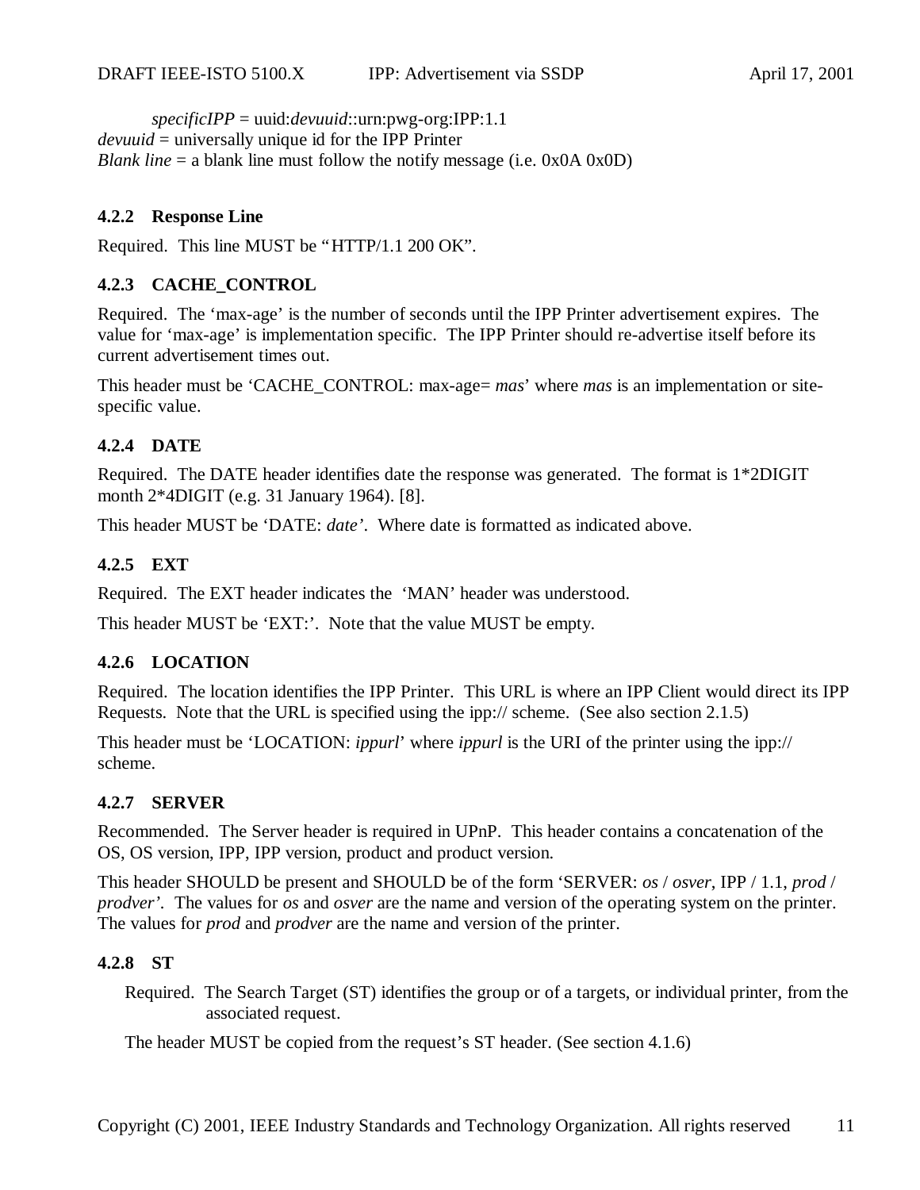*specificIPP* = uuid:*devuuid*::urn:pwg-org:IPP:1.1
*devuuid* = universally unique id for the IPP Printer
*Blank line* = a blank line must follow the notify message (i.e. 0x0A 0x0D)

#### 4.2.2 Response Line

Required. This line MUST be "HTTP/1.1 200 OK".

#### 4.2.3 CACHE_CONTROL

Required. The 'max-age' is the number of seconds until the IPP Printer advertisement expires. The value for 'max-age' is implementation specific. The IPP Printer should re-advertise itself before its current advertisement times out.

This header must be 'CACHE_CONTROL: max-age= *mas*' where *mas* is an implementation or site-specific value.

#### 4.2.4 DATE

Required. The DATE header identifies date the response was generated. The format is 1*2DIGIT month 2*4DIGIT (e.g. 31 January 1964). [8].

This header MUST be 'DATE: *date*'. Where date is formatted as indicated above.

#### 4.2.5 EXT

Required. The EXT header indicates the 'MAN' header was understood.

This header MUST be 'EXT:'. Note that the value MUST be empty.

#### 4.2.6 LOCATION

Required. The location identifies the IPP Printer. This URL is where an IPP Client would direct its IPP Requests. Note that the URL is specified using the ipp:// scheme. (See also section 2.1.5)

This header must be 'LOCATION: *ippurl*' where *ippurl* is the URI of the printer using the ipp:// scheme.

#### 4.2.7 SERVER

Recommended. The Server header is required in UPnP. This header contains a concatenation of the OS, OS version, IPP, IPP version, product and product version.

This header SHOULD be present and SHOULD be of the form 'SERVER: *os* / *osver*, IPP / 1.1, *prod* / *prodver*'. The values for *os* and *osver* are the name and version of the operating system on the printer. The values for *prod* and *prodver* are the name and version of the printer.

#### 4.2.8 ST

Required. The Search Target (ST) identifies the group or of a targets, or individual printer, from the associated request.

The header MUST be copied from the request's ST header. (See section 4.1.6)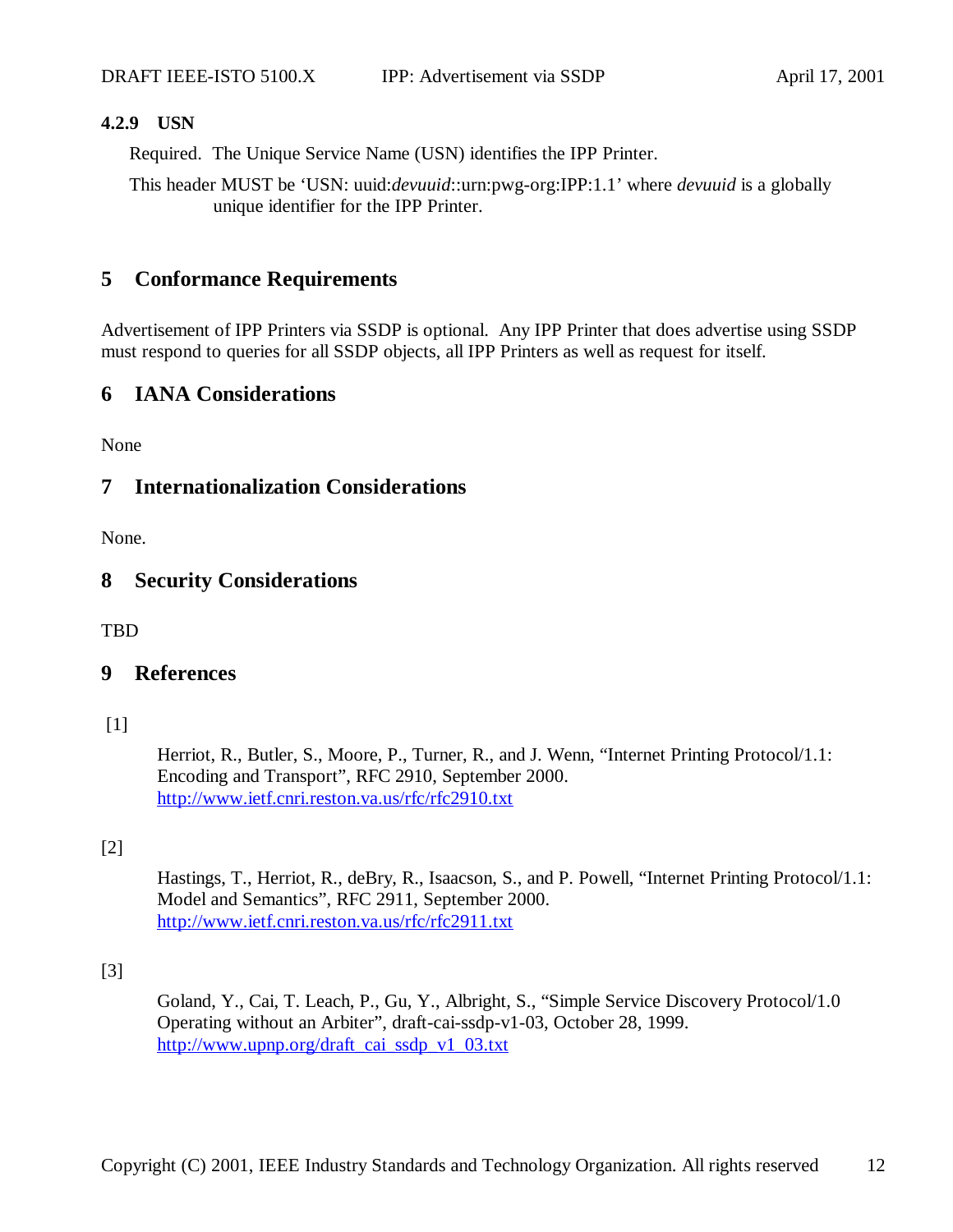#### 4.2.9 USN

Required. The Unique Service Name (USN) identifies the IPP Printer.

This header MUST be 'USN: uuid:*devuuid*::urn:pwg-org:IPP:1.1' where *devuuid* is a globally unique identifier for the IPP Printer.

## 5 Conformance Requirements

Advertisement of IPP Printers via SSDP is optional. Any IPP Printer that does advertise using SSDP must respond to queries for all SSDP objects, all IPP Printers as well as request for itself.

## 6 IANA Considerations

None

## 7 Internationalization Considerations

None.

## 8 Security Considerations

TBD

## 9 References

[1]

Herriot, R., Butler, S., Moore, P., Turner, R., and J. Wenn, "Internet Printing Protocol/1.1: Encoding and Transport", RFC 2910, September 2000. http://www.ietf.cnri.reston.va.us/rfc/rfc2910.txt

[2]

Hastings, T., Herriot, R., deBry, R., Isaacson, S., and P. Powell, "Internet Printing Protocol/1.1: Model and Semantics", RFC 2911, September 2000. http://www.ietf.cnri.reston.va.us/rfc/rfc2911.txt

[3]

Goland, Y., Cai, T. Leach, P., Gu, Y., Albright, S., "Simple Service Discovery Protocol/1.0 Operating without an Arbiter", draft-cai-ssdp-v1-03, October 28, 1999. http://www.upnp.org/draft_cai_ssdp_v1_03.txt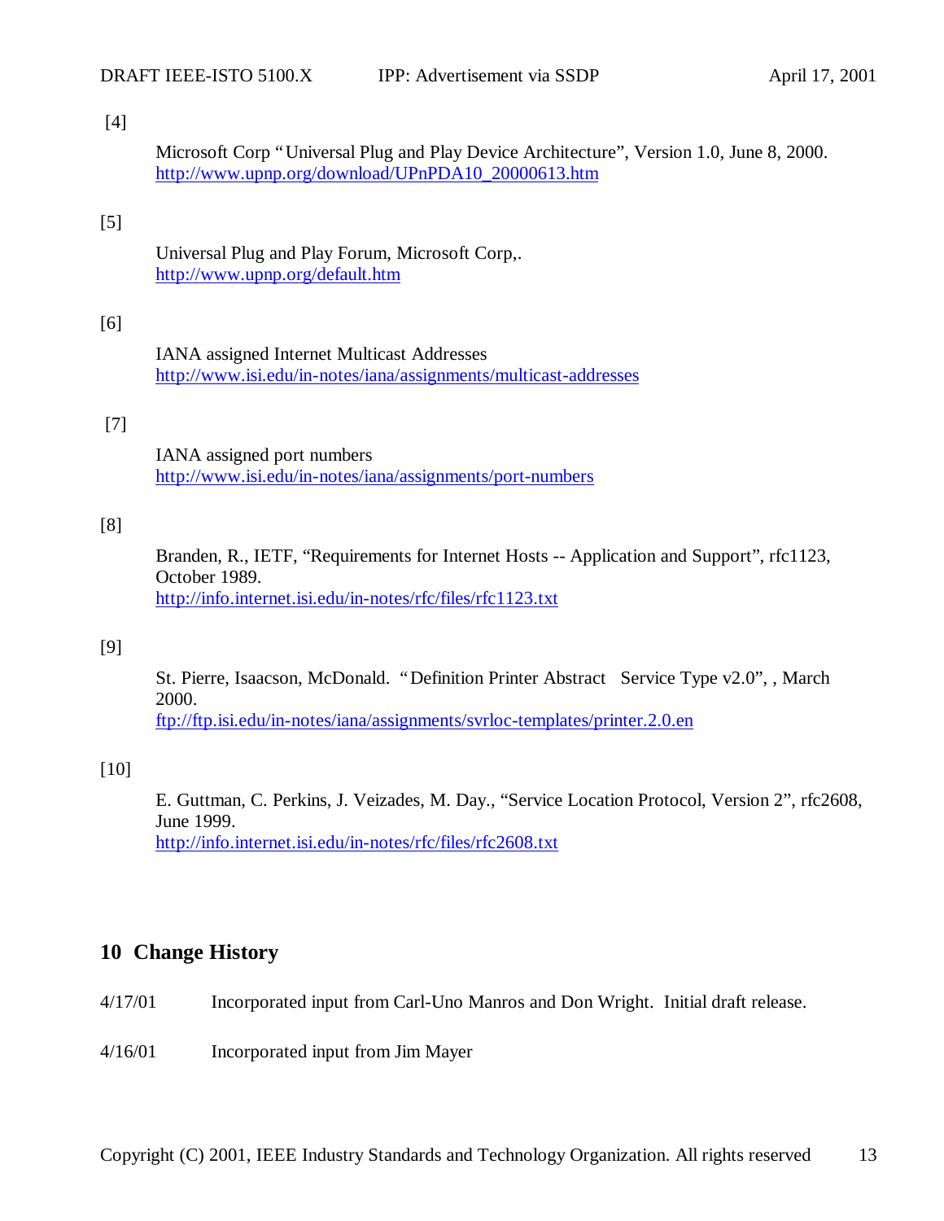[4]

Microsoft Corp "Universal Plug and Play Device Architecture", Version 1.0, June 8, 2000.
http://www.upnp.org/download/UPnPDA10_20000613.htm

[5]

Universal Plug and Play Forum, Microsoft Corp,.
http://www.upnp.org/default.htm

[6]

IANA assigned Internet Multicast Addresses
http://www.isi.edu/in-notes/iana/assignments/multicast-addresses

[7]

IANA assigned port numbers
http://www.isi.edu/in-notes/iana/assignments/port-numbers

[8]

Branden, R., IETF, "Requirements for Internet Hosts -- Application and Support", rfc1123, October 1989.
http://info.internet.isi.edu/in-notes/rfc/files/rfc1123.txt

[9]

St. Pierre, Isaacson, McDonald. "Definition Printer Abstract Service Type v2.0", , March 2000.
ftp://ftp.isi.edu/in-notes/iana/assignments/svrloc-templates/printer.2.0.en

[10]

E. Guttman, C. Perkins, J. Veizades, M. Day., "Service Location Protocol, Version 2", rfc2608, June 1999.
http://info.internet.isi.edu/in-notes/rfc/files/rfc2608.txt

## 10 Change History

4/17/01 Incorporated input from Carl-Uno Manros and Don Wright. Initial draft release.

4/16/01 Incorporated input from Jim Mayer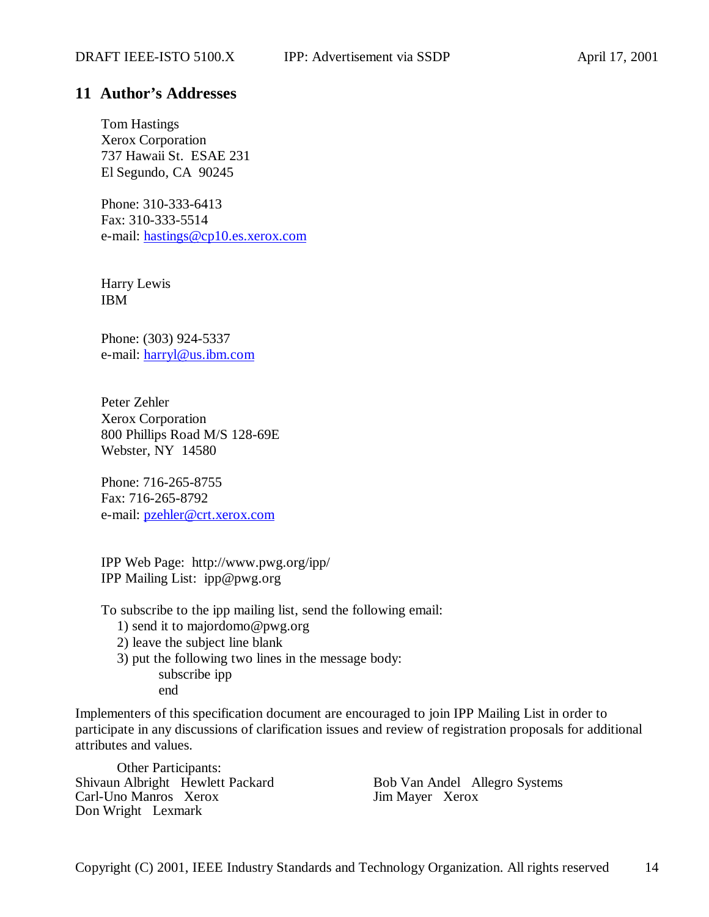## 11 Author's Addresses

Tom Hastings
Xerox Corporation
737 Hawaii St.  ESAE 231
El Segundo, CA  90245

Phone: 310-333-6413
Fax: 310-333-5514
e-mail: hastings@cp10.es.xerox.com

Harry Lewis
IBM

Phone: (303) 924-5337
e-mail: harryl@us.ibm.com

Peter Zehler
Xerox Corporation
800 Phillips Road M/S 128-69E
Webster, NY  14580

Phone: 716-265-8755
Fax: 716-265-8792
e-mail: pzehler@crt.xerox.com

IPP Web Page:  http://www.pwg.org/ipp/
IPP Mailing List:  ipp@pwg.org

To subscribe to the ipp mailing list, send the following email:

1) send it to majordomo@pwg.org
2) leave the subject line blank
3) put the following two lines in the message body:

```
subscribe ipp
end
```

Implementers of this specification document are encouraged to join IPP Mailing List in order to participate in any discussions of clarification issues and review of registration proposals for additional attributes and values.

Other Participants:

Shivaun Albright   Hewlett Packard
Carl-Uno Manros   Xerox
Don Wright   Lexmark
Bob Van Andel   Allegro Systems
Jim Mayer   Xerox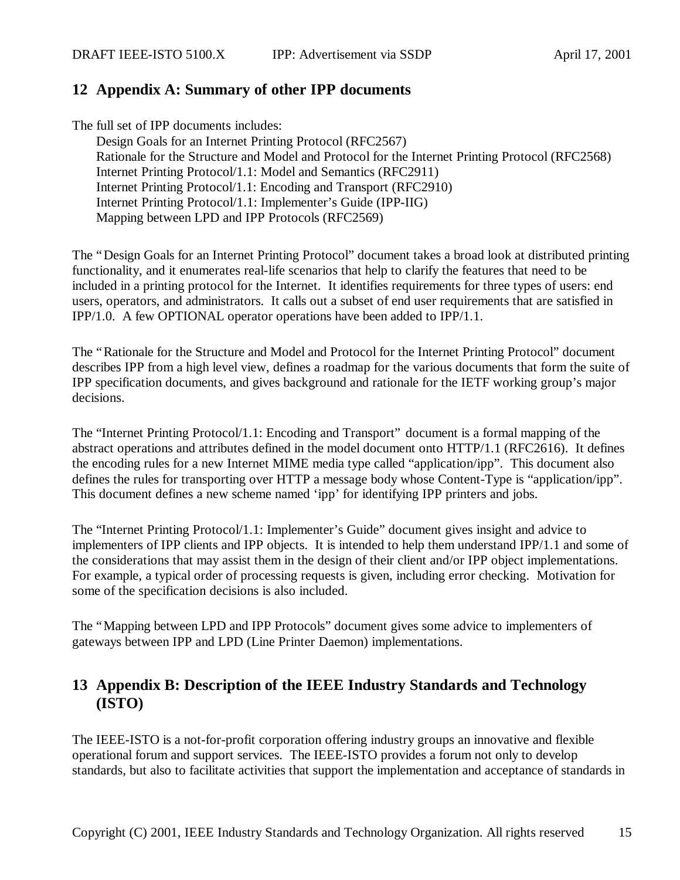## 12 Appendix A: Summary of other IPP documents

The full set of IPP documents includes:

Design Goals for an Internet Printing Protocol (RFC2567)
Rationale for the Structure and Model and Protocol for the Internet Printing Protocol (RFC2568)
Internet Printing Protocol/1.1: Model and Semantics (RFC2911)
Internet Printing Protocol/1.1: Encoding and Transport (RFC2910)
Internet Printing Protocol/1.1: Implementer's Guide (IPP-IIG)
Mapping between LPD and IPP Protocols (RFC2569)

The "Design Goals for an Internet Printing Protocol" document takes a broad look at distributed printing functionality, and it enumerates real-life scenarios that help to clarify the features that need to be included in a printing protocol for the Internet. It identifies requirements for three types of users: end users, operators, and administrators. It calls out a subset of end user requirements that are satisfied in IPP/1.0. A few OPTIONAL operator operations have been added to IPP/1.1.

The "Rationale for the Structure and Model and Protocol for the Internet Printing Protocol" document describes IPP from a high level view, defines a roadmap for the various documents that form the suite of IPP specification documents, and gives background and rationale for the IETF working group's major decisions.

The "Internet Printing Protocol/1.1: Encoding and Transport" document is a formal mapping of the abstract operations and attributes defined in the model document onto HTTP/1.1 (RFC2616). It defines the encoding rules for a new Internet MIME media type called "application/ipp". This document also defines the rules for transporting over HTTP a message body whose Content-Type is "application/ipp". This document defines a new scheme named 'ipp' for identifying IPP printers and jobs.

The "Internet Printing Protocol/1.1: Implementer's Guide" document gives insight and advice to implementers of IPP clients and IPP objects. It is intended to help them understand IPP/1.1 and some of the considerations that may assist them in the design of their client and/or IPP object implementations. For example, a typical order of processing requests is given, including error checking. Motivation for some of the specification decisions is also included.

The "Mapping between LPD and IPP Protocols" document gives some advice to implementers of gateways between IPP and LPD (Line Printer Daemon) implementations.

## 13 Appendix B: Description of the IEEE Industry Standards and Technology (ISTO)

The IEEE-ISTO is a not-for-profit corporation offering industry groups an innovative and flexible operational forum and support services. The IEEE-ISTO provides a forum not only to develop standards, but also to facilitate activities that support the implementation and acceptance of standards in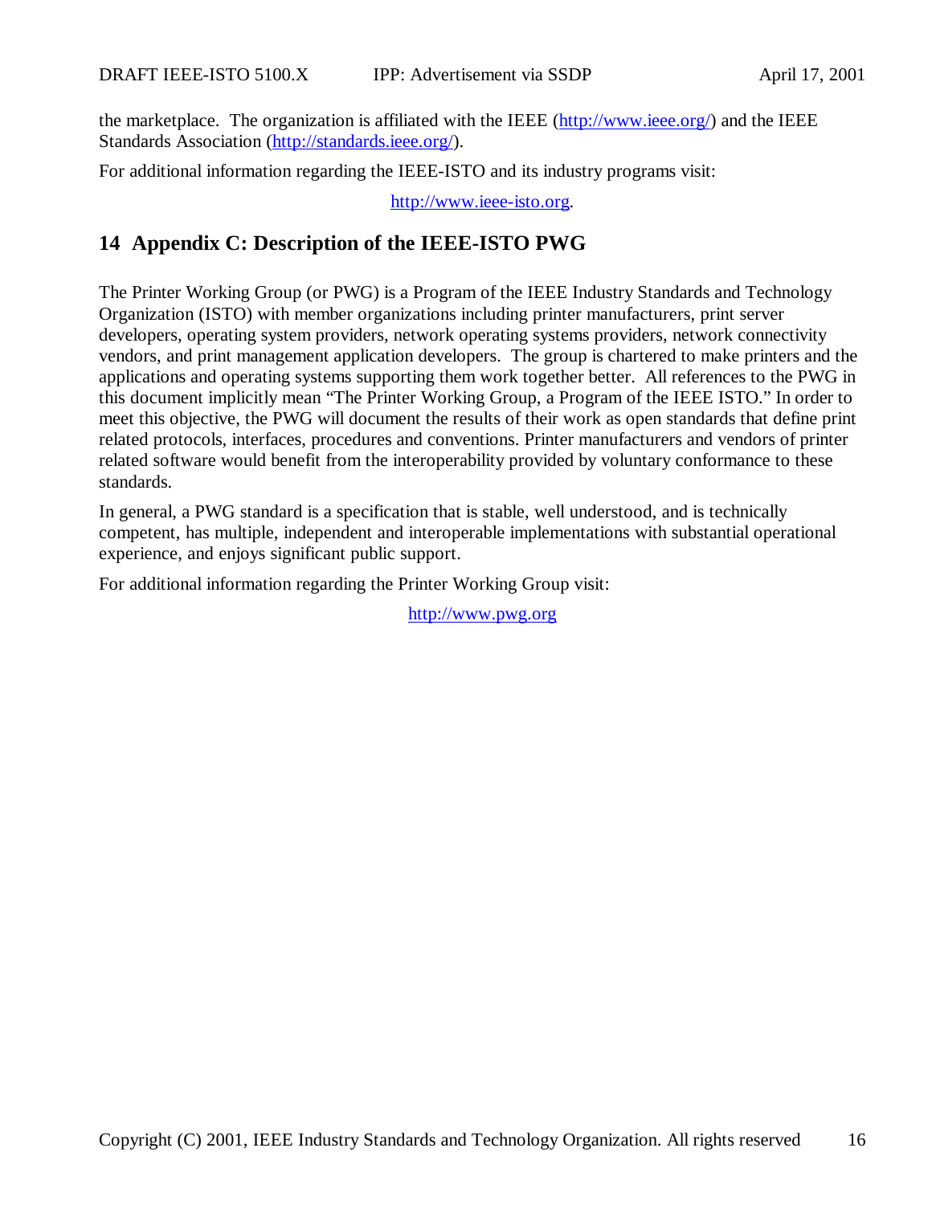the marketplace. The organization is affiliated with the IEEE (http://www.ieee.org/) and the IEEE Standards Association (http://standards.ieee.org/).

For additional information regarding the IEEE-ISTO and its industry programs visit:

http://www.ieee-isto.org.

## 14 Appendix C: Description of the IEEE-ISTO PWG

The Printer Working Group (or PWG) is a Program of the IEEE Industry Standards and Technology Organization (ISTO) with member organizations including printer manufacturers, print server developers, operating system providers, network operating systems providers, network connectivity vendors, and print management application developers. The group is chartered to make printers and the applications and operating systems supporting them work together better. All references to the PWG in this document implicitly mean "The Printer Working Group, a Program of the IEEE ISTO." In order to meet this objective, the PWG will document the results of their work as open standards that define print related protocols, interfaces, procedures and conventions. Printer manufacturers and vendors of printer related software would benefit from the interoperability provided by voluntary conformance to these standards.

In general, a PWG standard is a specification that is stable, well understood, and is technically competent, has multiple, independent and interoperable implementations with substantial operational experience, and enjoys significant public support.

For additional information regarding the Printer Working Group visit:

http://www.pwg.org